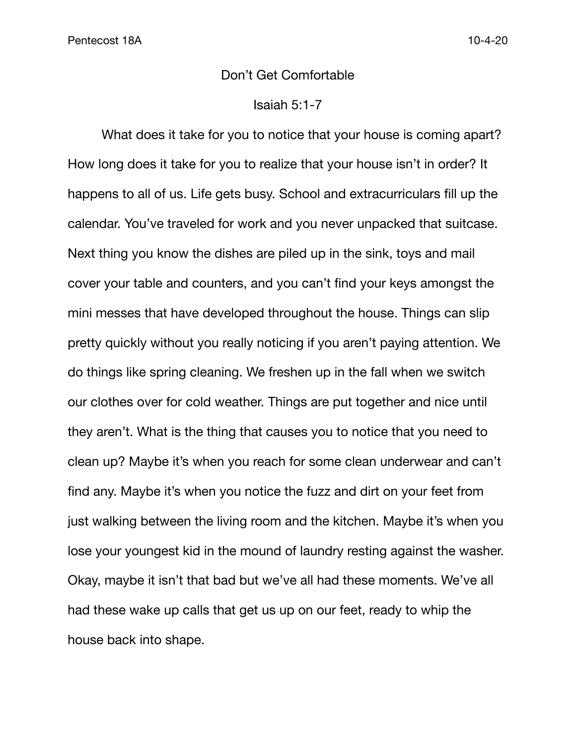# Don't Get Comfortable

## Isaiah 5:1-7

What does it take for you to notice that your house is coming apart? How long does it take for you to realize that your house isn't in order? It happens to all of us. Life gets busy. School and extracurriculars fill up the calendar. You've traveled for work and you never unpacked that suitcase. Next thing you know the dishes are piled up in the sink, toys and mail cover your table and counters, and you can't find your keys amongst the mini messes that have developed throughout the house. Things can slip pretty quickly without you really noticing if you aren't paying attention. We do things like spring cleaning. We freshen up in the fall when we switch our clothes over for cold weather. Things are put together and nice until they aren't. What is the thing that causes you to notice that you need to clean up? Maybe it's when you reach for some clean underwear and can't find any. Maybe it's when you notice the fuzz and dirt on your feet from just walking between the living room and the kitchen. Maybe it's when you lose your youngest kid in the mound of laundry resting against the washer. Okay, maybe it isn't that bad but we've all had these moments. We've all had these wake up calls that get us up on our feet, ready to whip the house back into shape.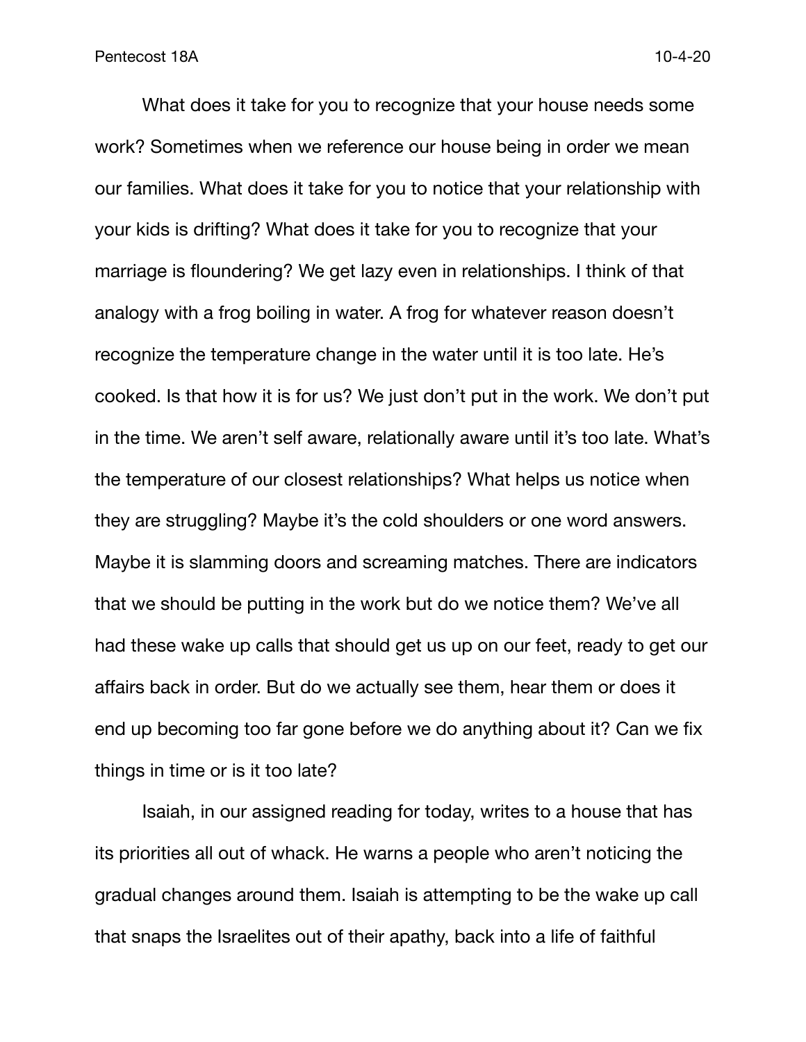What does it take for you to recognize that your house needs some work? Sometimes when we reference our house being in order we mean our families. What does it take for you to notice that your relationship with your kids is drifting? What does it take for you to recognize that your marriage is floundering? We get lazy even in relationships. I think of that analogy with a frog boiling in water. A frog for whatever reason doesn't recognize the temperature change in the water until it is too late. He's cooked. Is that how it is for us? We just don't put in the work. We don't put in the time. We aren't self aware, relationally aware until it's too late. What's the temperature of our closest relationships? What helps us notice when they are struggling? Maybe it's the cold shoulders or one word answers. Maybe it is slamming doors and screaming matches. There are indicators that we should be putting in the work but do we notice them? We've all had these wake up calls that should get us up on our feet, ready to get our affairs back in order. But do we actually see them, hear them or does it end up becoming too far gone before we do anything about it? Can we fix things in time or is it too late?

Isaiah, in our assigned reading for today, writes to a house that has its priorities all out of whack. He warns a people who aren't noticing the gradual changes around them. Isaiah is attempting to be the wake up call that snaps the Israelites out of their apathy, back into a life of faithful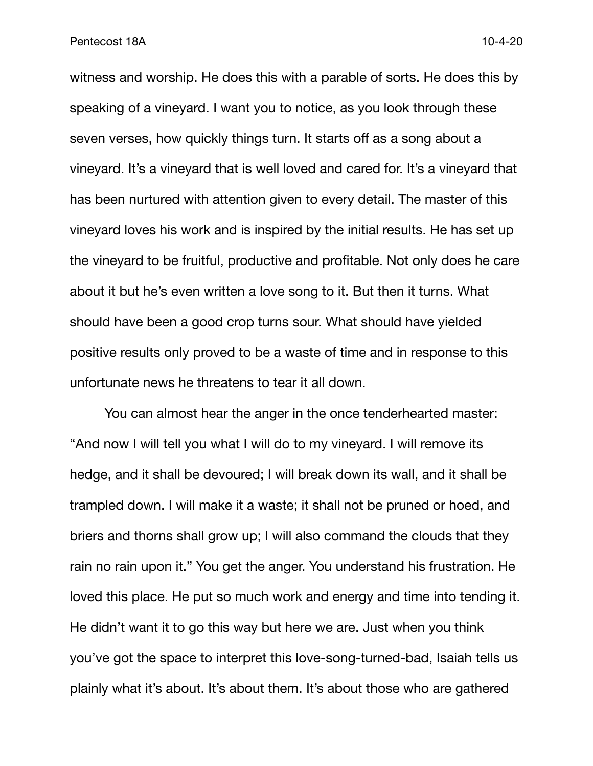witness and worship. He does this with a parable of sorts. He does this by speaking of a vineyard. I want you to notice, as you look through these seven verses, how quickly things turn. It starts off as a song about a vineyard. It's a vineyard that is well loved and cared for. It's a vineyard that has been nurtured with attention given to every detail. The master of this vineyard loves his work and is inspired by the initial results. He has set up the vineyard to be fruitful, productive and profitable. Not only does he care about it but he's even written a love song to it. But then it turns. What should have been a good crop turns sour. What should have yielded positive results only proved to be a waste of time and in response to this unfortunate news he threatens to tear it all down.

You can almost hear the anger in the once tenderhearted master: "And now I will tell you what I will do to my vineyard. I will remove its hedge, and it shall be devoured; I will break down its wall, and it shall be trampled down. I will make it a waste; it shall not be pruned or hoed, and briers and thorns shall grow up; I will also command the clouds that they rain no rain upon it." You get the anger. You understand his frustration. He loved this place. He put so much work and energy and time into tending it. He didn't want it to go this way but here we are. Just when you think you've got the space to interpret this love-song-turned-bad, Isaiah tells us plainly what it's about. It's about them. It's about those who are gathered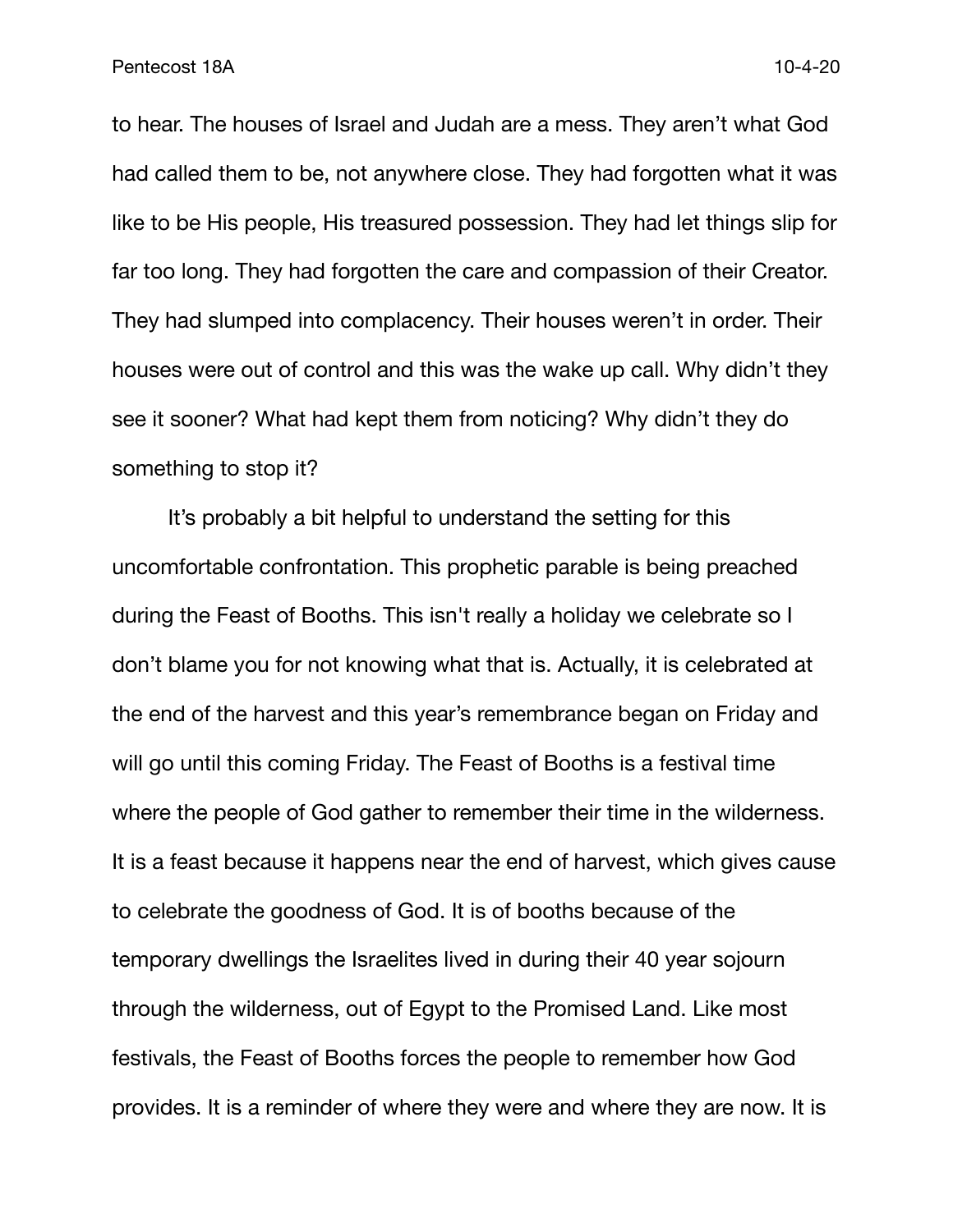to hear. The houses of Israel and Judah are a mess. They aren't what God had called them to be, not anywhere close. They had forgotten what it was like to be His people, His treasured possession. They had let things slip for far too long. They had forgotten the care and compassion of their Creator. They had slumped into complacency. Their houses weren't in order. Their houses were out of control and this was the wake up call. Why didn't they see it sooner? What had kept them from noticing? Why didn't they do something to stop it?

It's probably a bit helpful to understand the setting for this uncomfortable confrontation. This prophetic parable is being preached during the Feast of Booths. This isn't really a holiday we celebrate so I don't blame you for not knowing what that is. Actually, it is celebrated at the end of the harvest and this year's remembrance began on Friday and will go until this coming Friday. The Feast of Booths is a festival time where the people of God gather to remember their time in the wilderness. It is a feast because it happens near the end of harvest, which gives cause to celebrate the goodness of God. It is of booths because of the temporary dwellings the Israelites lived in during their 40 year sojourn through the wilderness, out of Egypt to the Promised Land. Like most festivals, the Feast of Booths forces the people to remember how God provides. It is a reminder of where they were and where they are now. It is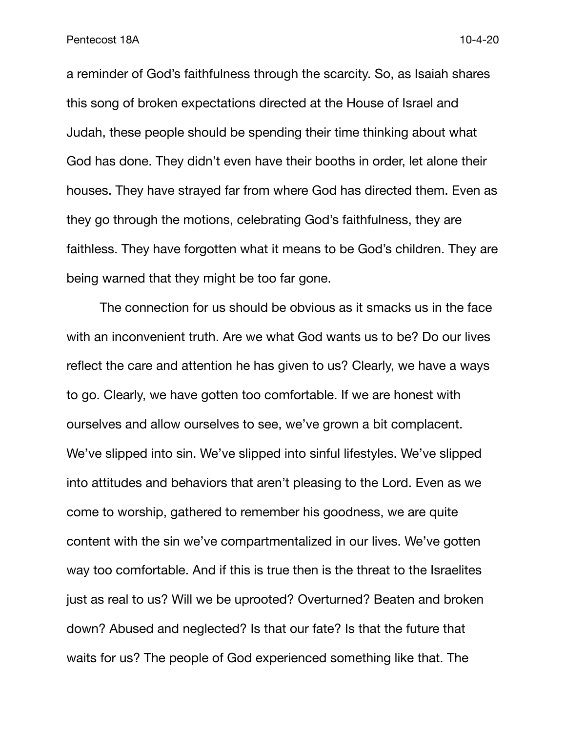a reminder of God's faithfulness through the scarcity. So, as Isaiah shares this song of broken expectations directed at the House of Israel and Judah, these people should be spending their time thinking about what God has done. They didn't even have their booths in order, let alone their houses. They have strayed far from where God has directed them. Even as they go through the motions, celebrating God's faithfulness, they are faithless. They have forgotten what it means to be God's children. They are being warned that they might be too far gone.

The connection for us should be obvious as it smacks us in the face with an inconvenient truth. Are we what God wants us to be? Do our lives reflect the care and attention he has given to us? Clearly, we have a ways to go. Clearly, we have gotten too comfortable. If we are honest with ourselves and allow ourselves to see, we've grown a bit complacent. We've slipped into sin. We've slipped into sinful lifestyles. We've slipped into attitudes and behaviors that aren't pleasing to the Lord. Even as we come to worship, gathered to remember his goodness, we are quite content with the sin we've compartmentalized in our lives. We've gotten way too comfortable. And if this is true then is the threat to the Israelites just as real to us? Will we be uprooted? Overturned? Beaten and broken down? Abused and neglected? Is that our fate? Is that the future that waits for us? The people of God experienced something like that. The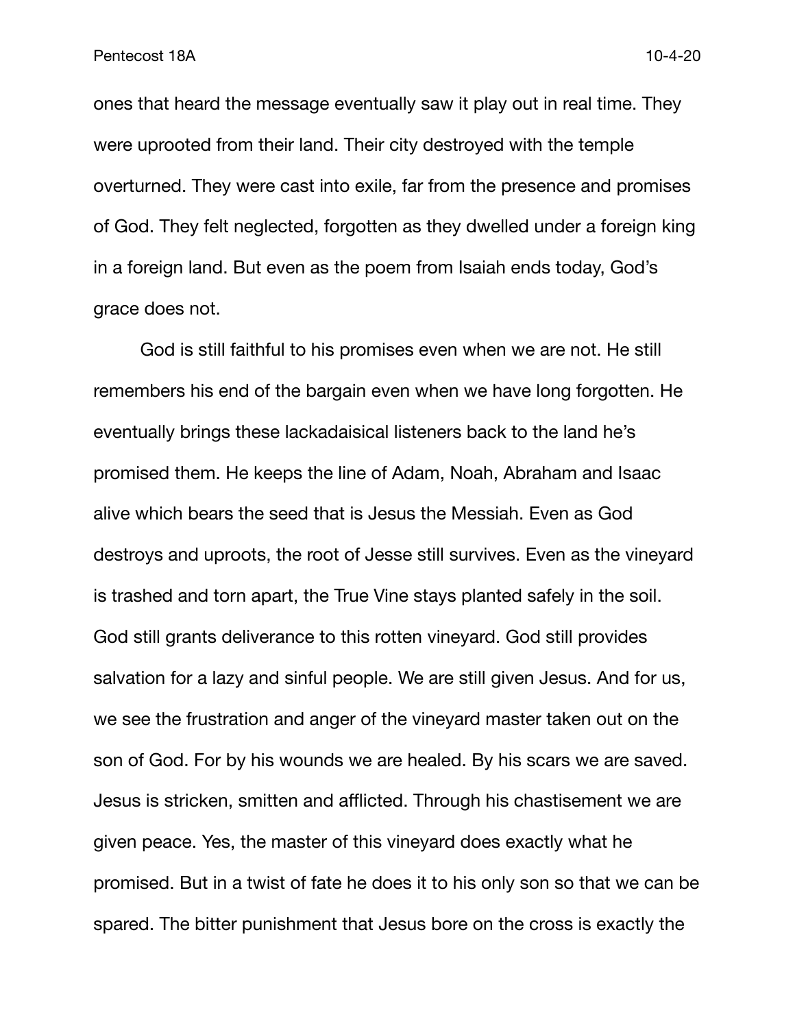ones that heard the message eventually saw it play out in real time. They were uprooted from their land. Their city destroyed with the temple overturned. They were cast into exile, far from the presence and promises of God. They felt neglected, forgotten as they dwelled under a foreign king in a foreign land. But even as the poem from Isaiah ends today, God's grace does not.

God is still faithful to his promises even when we are not. He still remembers his end of the bargain even when we have long forgotten. He eventually brings these lackadaisical listeners back to the land he's promised them. He keeps the line of Adam, Noah, Abraham and Isaac alive which bears the seed that is Jesus the Messiah. Even as God destroys and uproots, the root of Jesse still survives. Even as the vineyard is trashed and torn apart, the True Vine stays planted safely in the soil. God still grants deliverance to this rotten vineyard. God still provides salvation for a lazy and sinful people. We are still given Jesus. And for us, we see the frustration and anger of the vineyard master taken out on the son of God. For by his wounds we are healed. By his scars we are saved. Jesus is stricken, smitten and afflicted. Through his chastisement we are given peace. Yes, the master of this vineyard does exactly what he promised. But in a twist of fate he does it to his only son so that we can be spared. The bitter punishment that Jesus bore on the cross is exactly the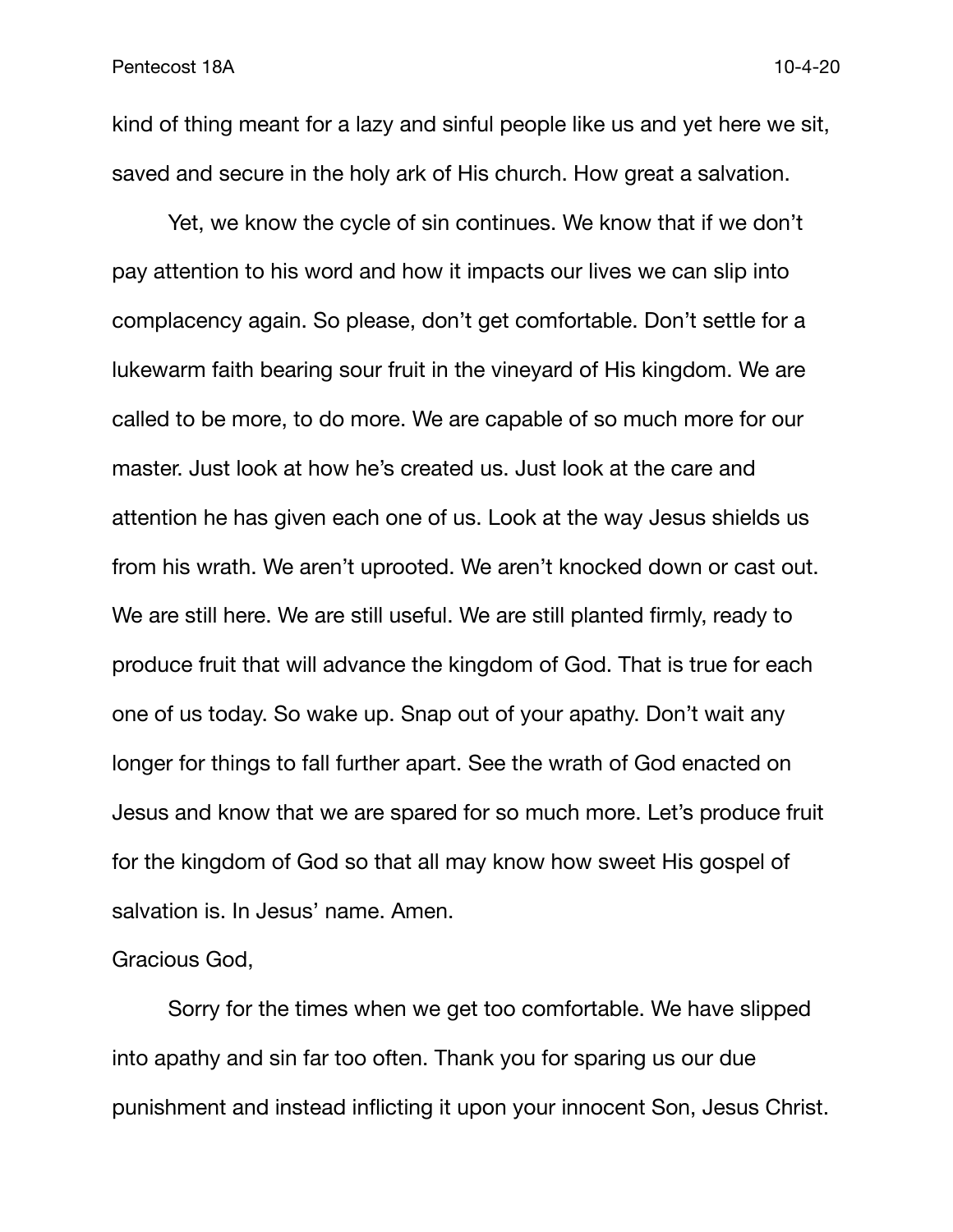kind of thing meant for a lazy and sinful people like us and yet here we sit, saved and secure in the holy ark of His church. How great a salvation.

Yet, we know the cycle of sin continues. We know that if we don't pay attention to his word and how it impacts our lives we can slip into complacency again. So please, don't get comfortable. Don't settle for a lukewarm faith bearing sour fruit in the vineyard of His kingdom. We are called to be more, to do more. We are capable of so much more for our master. Just look at how he's created us. Just look at the care and attention he has given each one of us. Look at the way Jesus shields us from his wrath. We aren't uprooted. We aren't knocked down or cast out. We are still here. We are still useful. We are still planted firmly, ready to produce fruit that will advance the kingdom of God. That is true for each one of us today. So wake up. Snap out of your apathy. Don't wait any longer for things to fall further apart. See the wrath of God enacted on Jesus and know that we are spared for so much more. Let's produce fruit for the kingdom of God so that all may know how sweet His gospel of salvation is. In Jesus' name. Amen.

Gracious God,

Sorry for the times when we get too comfortable. We have slipped into apathy and sin far too often. Thank you for sparing us our due punishment and instead inflicting it upon your innocent Son, Jesus Christ.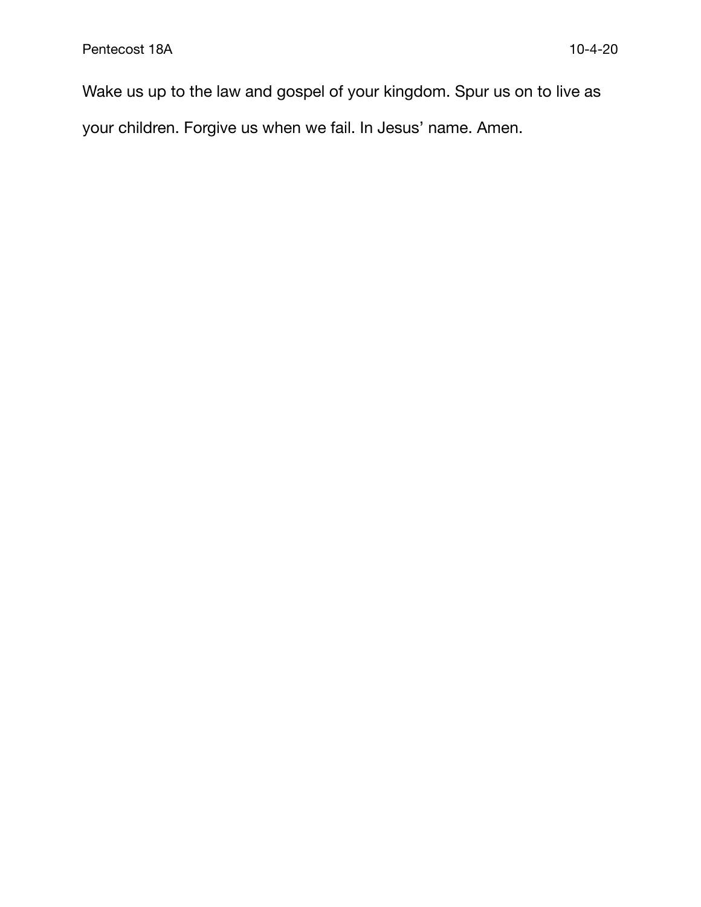Wake us up to the law and gospel of your kingdom. Spur us on to live as your children. Forgive us when we fail. In Jesus' name. Amen.